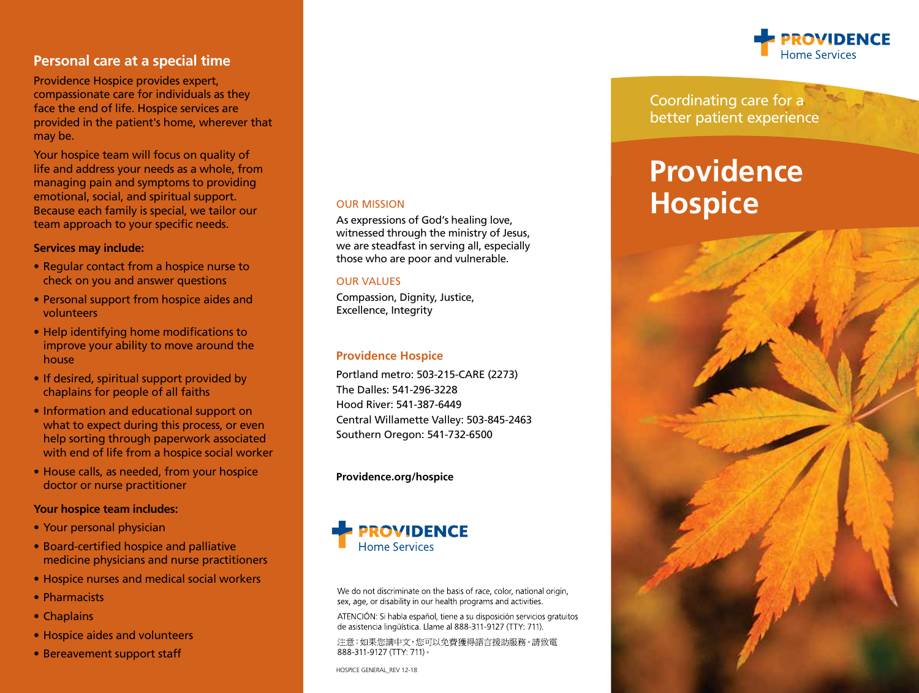## Personal care at a special time

Providence Hospice provides expert, compassionate care for individuals as they face the end of life. Hospice services are provided in the patient's home, wherever that may be.

Your hospice team will focus on quality of life and address your needs as a whole, from managing pain and symptoms to providing emotional, social, and spiritual support. Because each family is special, we tailor our team approach to your specific needs.

**Services may include:**

- Regular contact from a hospice nurse to check on you and answer questions
- Personal support from hospice aides and volunteers
- Help identifying home modifications to improve your ability to move around the house
- If desired, spiritual support provided by chaplains for people of all faiths
- Information and educational support on what to expect during this process, or even help sorting through paperwork associated with end of life from a hospice social worker
- House calls, as needed, from your hospice doctor or nurse practitioner

**Your hospice team includes:**

- Your personal physician
- Board-certified hospice and palliative medicine physicians and nurse practitioners
- Hospice nurses and medical social workers
- Pharmacists
- Chaplains
- Hospice aides and volunteers
- Bereavement support staff

### OUR MISSION

As expressions of God's healing love, witnessed through the ministry of Jesus, we are steadfast in serving all, especially those who are poor and vulnerable.

### OUR VALUES

Compassion, Dignity, Justice, Excellence, Integrity

### Providence Hospice

Portland metro: 503-215-CARE (2273)
The Dalles: 541-296-3228
Hood River: 541-387-6449
Central Willamette Valley: 503-845-2463
Southern Oregon: 541-732-6500

**Providence.org/hospice**

PROVIDENCE Home Services

We do not discriminate on the basis of race, color, national origin, sex, age, or disability in our health programs and activities.

ATENCIÓN: Si habla español, tiene a su disposición servicios gratuitos de asistencia lingüística. Llame al 888-311-9127 (TTY: 711).

注意：如果您講中文，您可以免費獲得語言援助服務。請致電 888-311-9127 (TTY: 711)。

HOSPICE GENERAL_REV 12-18

PROVIDENCE Home Services

Coordinating care for a better patient experience

# Providence Hospice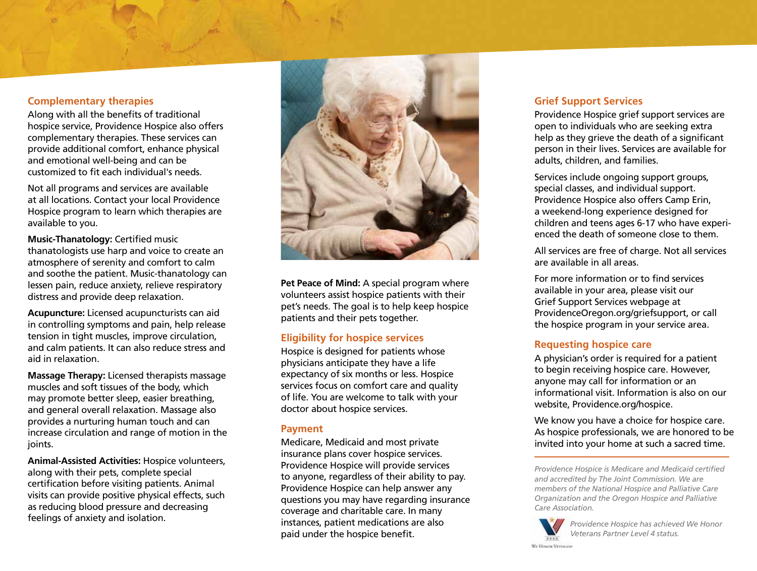## Complementary therapies

Along with all the benefits of traditional hospice service, Providence Hospice also offers complementary therapies. These services can provide additional comfort, enhance physical and emotional well-being and can be customized to fit each individual's needs.

Not all programs and services are available at all locations. Contact your local Providence Hospice program to learn which therapies are available to you.

**Music-Thanatology:** Certified music thanatologists use harp and voice to create an atmosphere of serenity and comfort to calm and soothe the patient. Music-thanatology can lessen pain, reduce anxiety, relieve respiratory distress and provide deep relaxation.

**Acupuncture:** Licensed acupuncturists can aid in controlling symptoms and pain, help release tension in tight muscles, improve circulation, and calm patients. It can also reduce stress and aid in relaxation.

**Massage Therapy:** Licensed therapists massage muscles and soft tissues of the body, which may promote better sleep, easier breathing, and general overall relaxation. Massage also provides a nurturing human touch and can increase circulation and range of motion in the joints.

**Animal-Assisted Activities:** Hospice volunteers, along with their pets, complete special certification before visiting patients. Animal visits can provide positive physical effects, such as reducing blood pressure and decreasing feelings of anxiety and isolation.

**Pet Peace of Mind:** A special program where volunteers assist hospice patients with their pet's needs. The goal is to help keep hospice patients and their pets together.

## Eligibility for hospice services

Hospice is designed for patients whose physicians anticipate they have a life expectancy of six months or less. Hospice services focus on comfort care and quality of life. You are welcome to talk with your doctor about hospice services.

## Payment

Medicare, Medicaid and most private insurance plans cover hospice services. Providence Hospice will provide services to anyone, regardless of their ability to pay. Providence Hospice can help answer any questions you may have regarding insurance coverage and charitable care. In many instances, patient medications are also paid under the hospice benefit.

## Grief Support Services

Providence Hospice grief support services are open to individuals who are seeking extra help as they grieve the death of a significant person in their lives. Services are available for adults, children, and families.

Services include ongoing support groups, special classes, and individual support. Providence Hospice also offers Camp Erin, a weekend-long experience designed for children and teens ages 6-17 who have experienced the death of someone close to them.

All services are free of charge. Not all services are available in all areas.

For more information or to find services available in your area, please visit our Grief Support Services webpage at ProvidenceOregon.org/griefsupport, or call the hospice program in your service area.

## Requesting hospice care

A physician's order is required for a patient to begin receiving hospice care. However, anyone may call for information or an informational visit. Information is also on our website, Providence.org/hospice.

We know you have a choice for hospice care. As hospice professionals, we are honored to be invited into your home at such a sacred time.

---

*Providence Hospice is Medicare and Medicaid certified and accredited by The Joint Commission. We are members of the National Hospice and Palliative Care Organization and the Oregon Hospice and Palliative Care Association.*

*Providence Hospice has achieved We Honor Veterans Partner Level 4 status.*